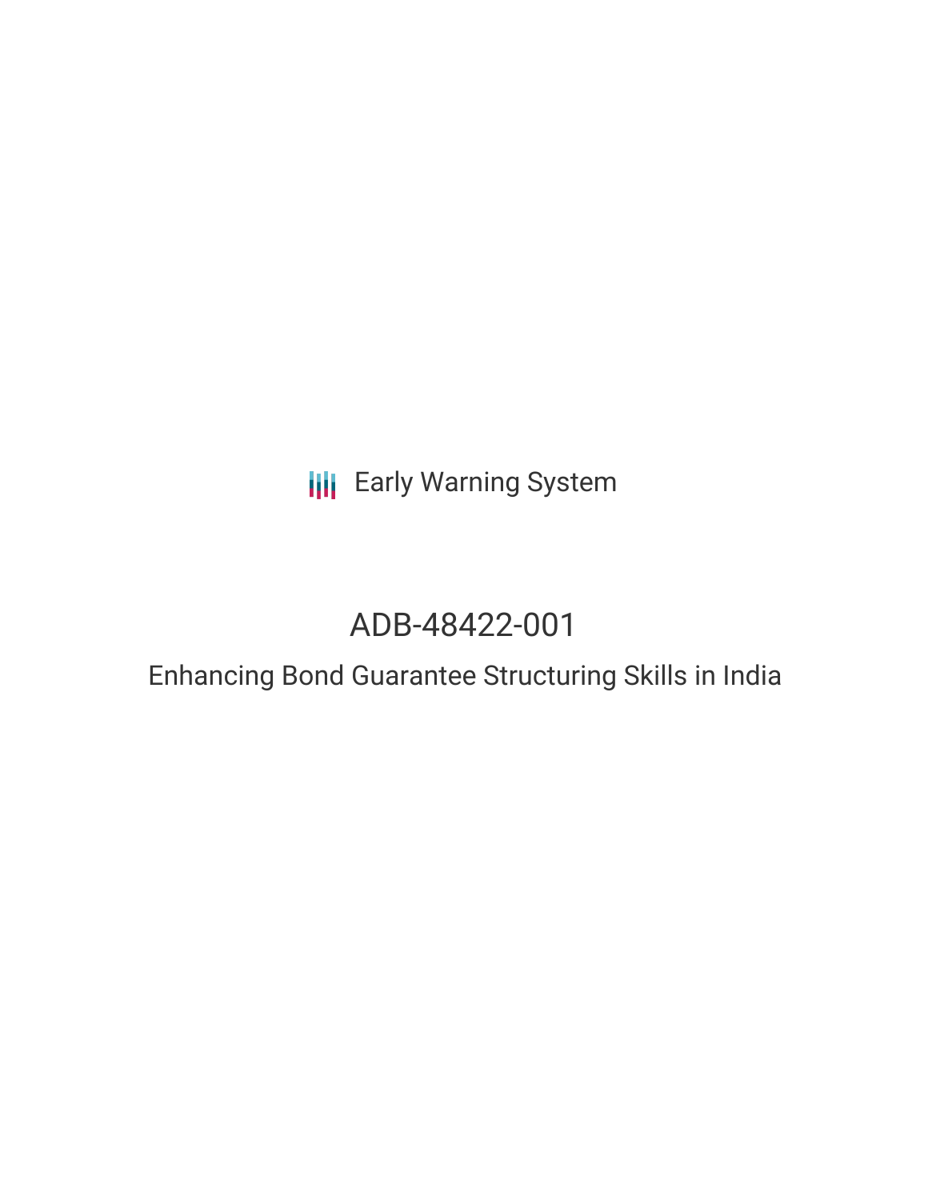Early Warning System

# ADB-48422-001

## Enhancing Bond Guarantee Structuring Skills in India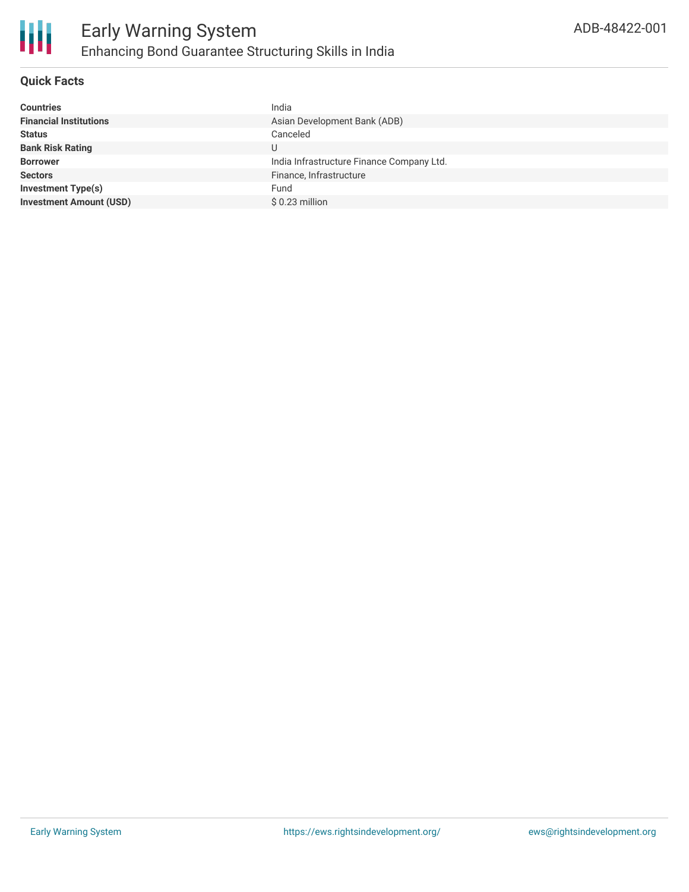# Early Warning System

## Enhancing Bond Guarantee Structuring Skills in India

ADB-48422-001

### Quick Facts

| | |
|---|---|
| **Countries** | India |
| **Financial Institutions** | Asian Development Bank (ADB) |
| **Status** | Canceled |
| **Bank Risk Rating** | U |
| **Borrower** | India Infrastructure Finance Company Ltd. |
| **Sectors** | Finance, Infrastructure |
| **Investment Type(s)** | Fund |
| **Investment Amount (USD)** | $ 0.23 million |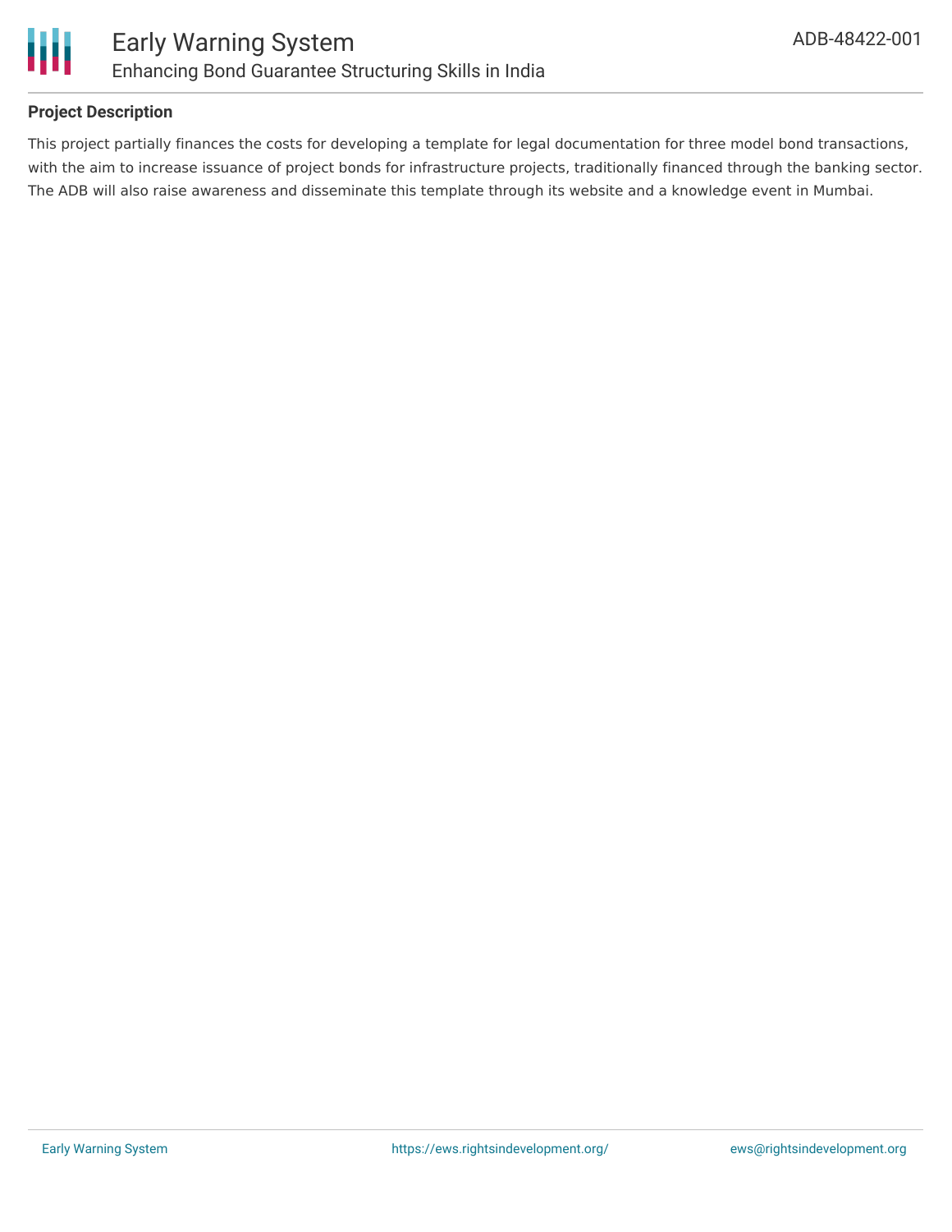## Project Description

This project partially finances the costs for developing a template for legal documentation for three model bond transactions, with the aim to increase issuance of project bonds for infrastructure projects, traditionally financed through the banking sector. The ADB will also raise awareness and disseminate this template through its website and a knowledge event in Mumbai.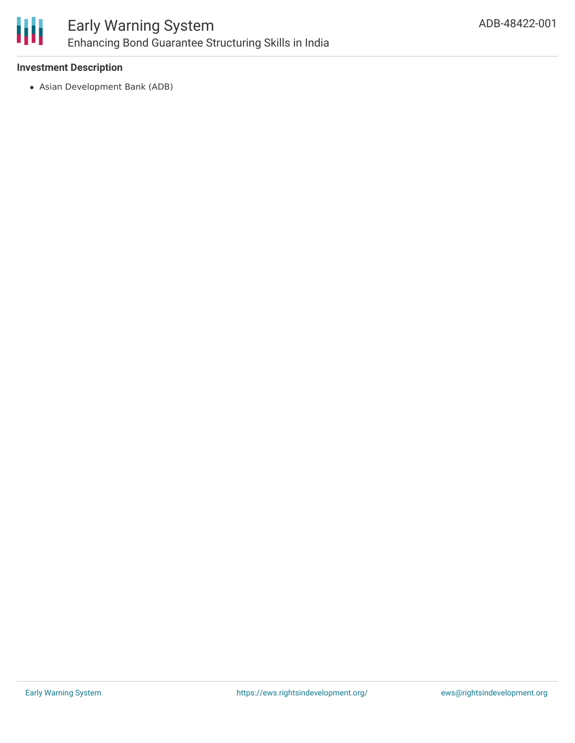**Investment Description**

- Asian Development Bank (ADB)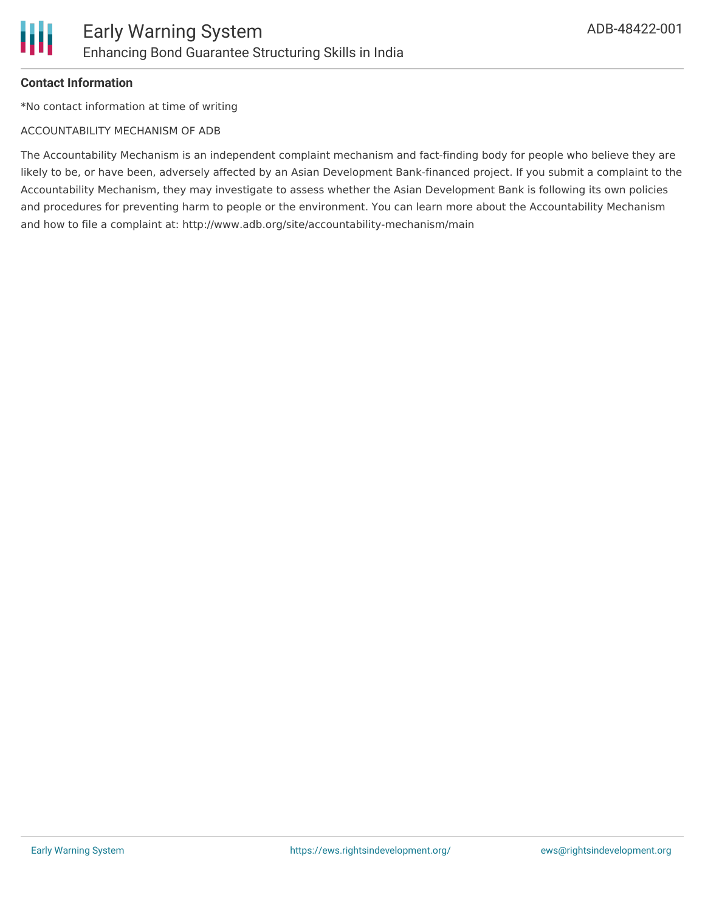**Contact Information**

*No contact information at time of writing

ACCOUNTABILITY MECHANISM OF ADB

The Accountability Mechanism is an independent complaint mechanism and fact-finding body for people who believe they are likely to be, or have been, adversely affected by an Asian Development Bank-financed project. If you submit a complaint to the Accountability Mechanism, they may investigate to assess whether the Asian Development Bank is following its own policies and procedures for preventing harm to people or the environment. You can learn more about the Accountability Mechanism and how to file a complaint at: http://www.adb.org/site/accountability-mechanism/main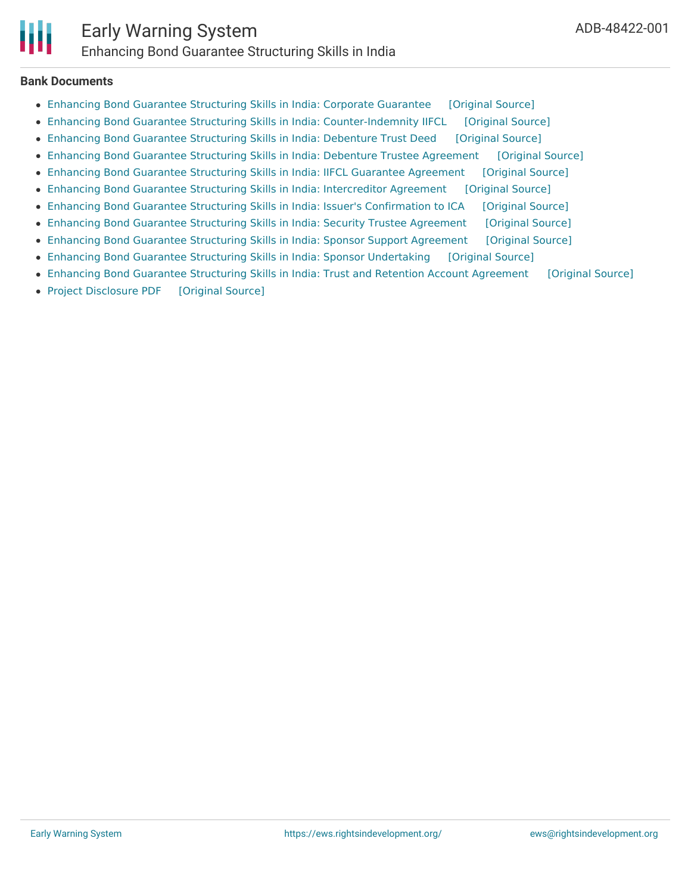## Bank Documents

- Enhancing Bond Guarantee Structuring Skills in India: Corporate Guarantee [Original Source]
- Enhancing Bond Guarantee Structuring Skills in India: Counter-Indemnity IIFCL [Original Source]
- Enhancing Bond Guarantee Structuring Skills in India: Debenture Trust Deed [Original Source]
- Enhancing Bond Guarantee Structuring Skills in India: Debenture Trustee Agreement [Original Source]
- Enhancing Bond Guarantee Structuring Skills in India: IIFCL Guarantee Agreement [Original Source]
- Enhancing Bond Guarantee Structuring Skills in India: Intercreditor Agreement [Original Source]
- Enhancing Bond Guarantee Structuring Skills in India: Issuer's Confirmation to ICA [Original Source]
- Enhancing Bond Guarantee Structuring Skills in India: Security Trustee Agreement [Original Source]
- Enhancing Bond Guarantee Structuring Skills in India: Sponsor Support Agreement [Original Source]
- Enhancing Bond Guarantee Structuring Skills in India: Sponsor Undertaking [Original Source]
- Enhancing Bond Guarantee Structuring Skills in India: Trust and Retention Account Agreement [Original Source]
- Project Disclosure PDF [Original Source]